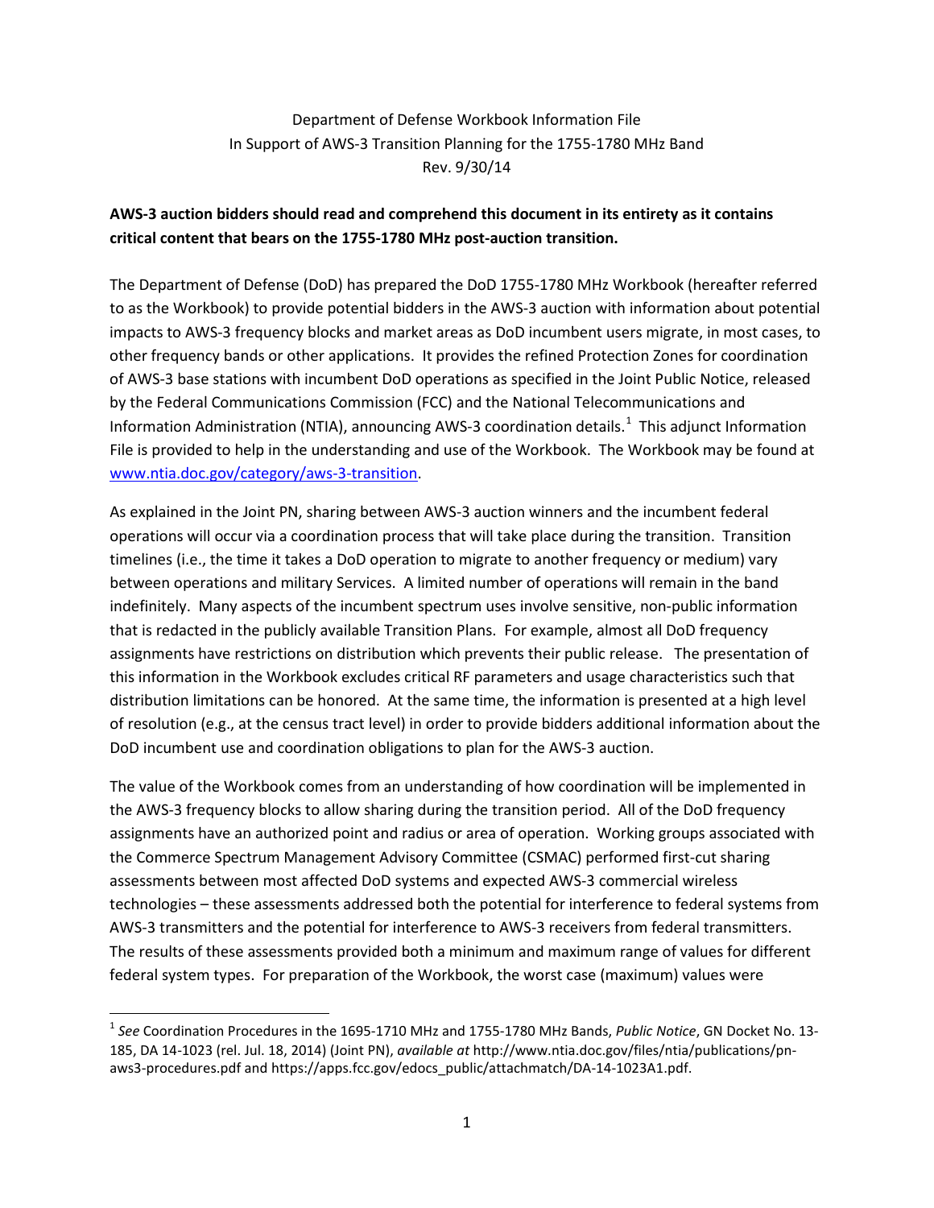Department of Defense Workbook Information File
In Support of AWS-3 Transition Planning for the 1755-1780 MHz Band
Rev. 9/30/14

**AWS-3 auction bidders should read and comprehend this document in its entirety as it contains critical content that bears on the 1755-1780 MHz post-auction transition.**

The Department of Defense (DoD) has prepared the DoD 1755-1780 MHz Workbook (hereafter referred to as the Workbook) to provide potential bidders in the AWS-3 auction with information about potential impacts to AWS-3 frequency blocks and market areas as DoD incumbent users migrate, in most cases, to other frequency bands or other applications. It provides the refined Protection Zones for coordination of AWS-3 base stations with incumbent DoD operations as specified in the Joint Public Notice, released by the Federal Communications Commission (FCC) and the National Telecommunications and Information Administration (NTIA), announcing AWS-3 coordination details.[1] This adjunct Information File is provided to help in the understanding and use of the Workbook. The Workbook may be found at [www.ntia.doc.gov/category/aws-3-transition](www.ntia.doc.gov/category/aws-3-transition).

As explained in the Joint PN, sharing between AWS-3 auction winners and the incumbent federal operations will occur via a coordination process that will take place during the transition. Transition timelines (i.e., the time it takes a DoD operation to migrate to another frequency or medium) vary between operations and military Services. A limited number of operations will remain in the band indefinitely. Many aspects of the incumbent spectrum uses involve sensitive, non-public information that is redacted in the publicly available Transition Plans. For example, almost all DoD frequency assignments have restrictions on distribution which prevents their public release. The presentation of this information in the Workbook excludes critical RF parameters and usage characteristics such that distribution limitations can be honored. At the same time, the information is presented at a high level of resolution (e.g., at the census tract level) in order to provide bidders additional information about the DoD incumbent use and coordination obligations to plan for the AWS-3 auction.

The value of the Workbook comes from an understanding of how coordination will be implemented in the AWS-3 frequency blocks to allow sharing during the transition period. All of the DoD frequency assignments have an authorized point and radius or area of operation. Working groups associated with the Commerce Spectrum Management Advisory Committee (CSMAC) performed first-cut sharing assessments between most affected DoD systems and expected AWS-3 commercial wireless technologies – these assessments addressed both the potential for interference to federal systems from AWS-3 transmitters and the potential for interference to AWS-3 receivers from federal transmitters. The results of these assessments provided both a minimum and maximum range of values for different federal system types. For preparation of the Workbook, the worst case (maximum) values were

---

[1] *See* Coordination Procedures in the 1695-1710 MHz and 1755-1780 MHz Bands, *Public Notice*, GN Docket No. 13-185, DA 14-1023 (rel. Jul. 18, 2014) (Joint PN), *available at* http://www.ntia.doc.gov/files/ntia/publications/pn-aws3-procedures.pdf and https://apps.fcc.gov/edocs_public/attachmatch/DA-14-1023A1.pdf.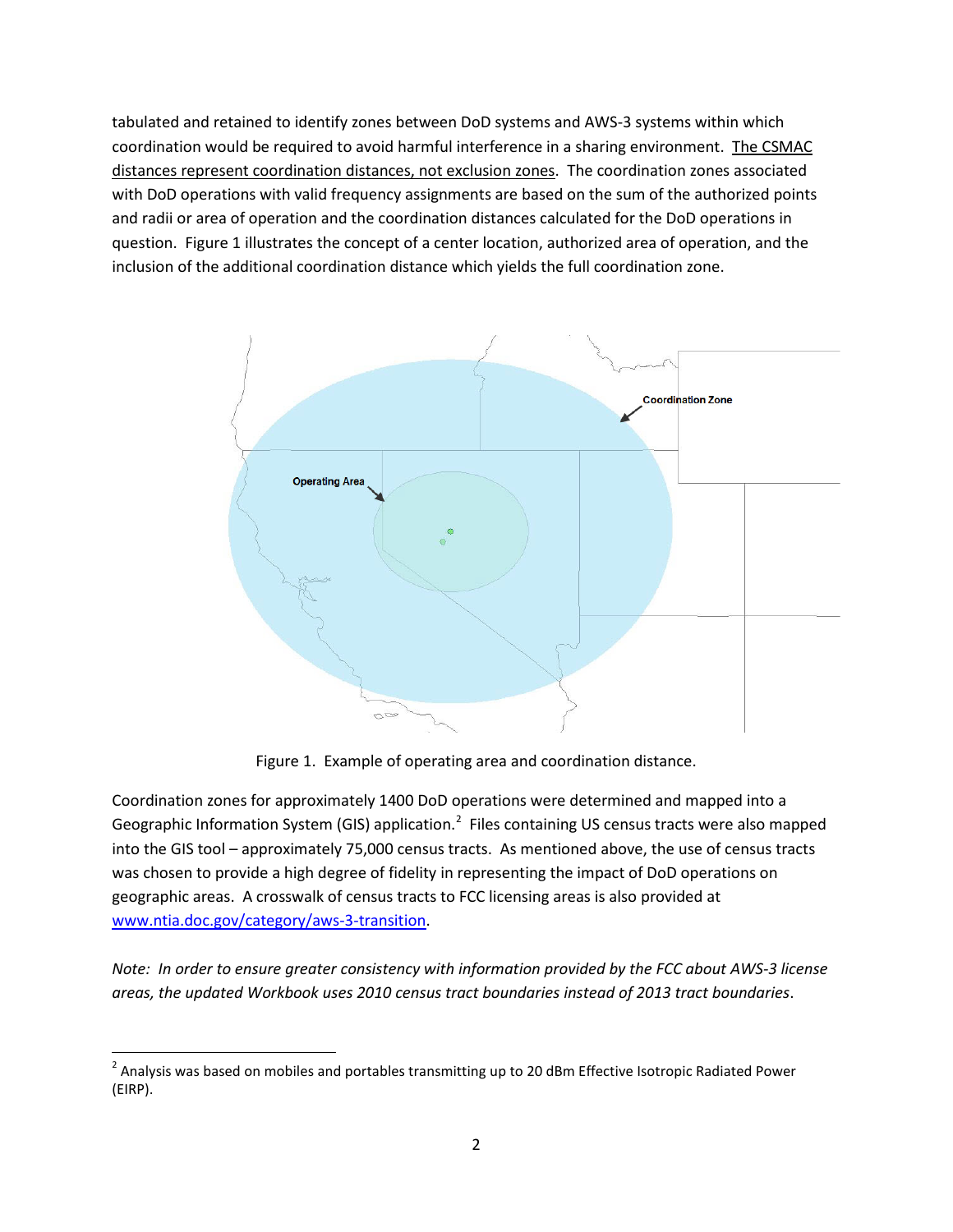tabulated and retained to identify zones between DoD systems and AWS-3 systems within which coordination would be required to avoid harmful interference in a sharing environment. The CSMAC distances represent coordination distances, not exclusion zones. The coordination zones associated with DoD operations with valid frequency assignments are based on the sum of the authorized points and radii or area of operation and the coordination distances calculated for the DoD operations in question. Figure 1 illustrates the concept of a center location, authorized area of operation, and the inclusion of the additional coordination distance which yields the full coordination zone.

Figure 1. Example of operating area and coordination distance.

Coordination zones for approximately 1400 DoD operations were determined and mapped into a Geographic Information System (GIS) application.[2] Files containing US census tracts were also mapped into the GIS tool – approximately 75,000 census tracts. As mentioned above, the use of census tracts was chosen to provide a high degree of fidelity in representing the impact of DoD operations on geographic areas. A crosswalk of census tracts to FCC licensing areas is also provided at www.ntia.doc.gov/category/aws-3-transition.

*Note: In order to ensure greater consistency with information provided by the FCC about AWS-3 license areas, the updated Workbook uses 2010 census tract boundaries instead of 2013 tract boundaries.*

[2] Analysis was based on mobiles and portables transmitting up to 20 dBm Effective Isotropic Radiated Power (EIRP).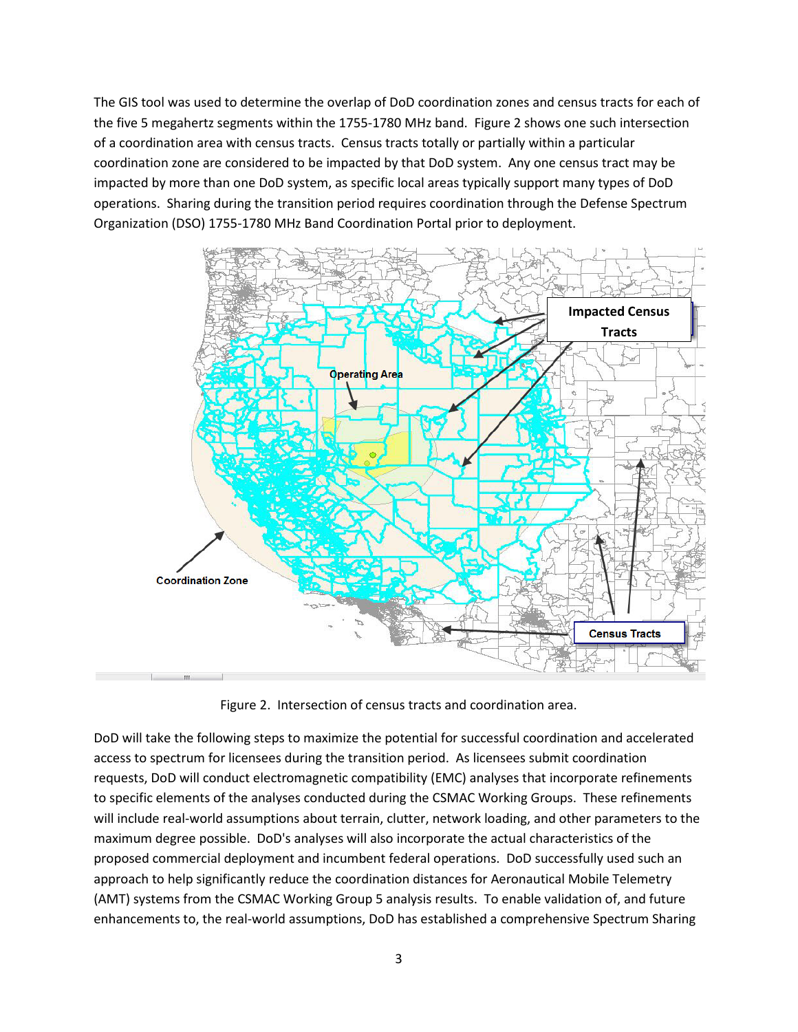The GIS tool was used to determine the overlap of DoD coordination zones and census tracts for each of the five 5 megahertz segments within the 1755-1780 MHz band. Figure 2 shows one such intersection of a coordination area with census tracts. Census tracts totally or partially within a particular coordination zone are considered to be impacted by that DoD system. Any one census tract may be impacted by more than one DoD system, as specific local areas typically support many types of DoD operations. Sharing during the transition period requires coordination through the Defense Spectrum Organization (DSO) 1755-1780 MHz Band Coordination Portal prior to deployment.

Figure 2. Intersection of census tracts and coordination area.

DoD will take the following steps to maximize the potential for successful coordination and accelerated access to spectrum for licensees during the transition period. As licensees submit coordination requests, DoD will conduct electromagnetic compatibility (EMC) analyses that incorporate refinements to specific elements of the analyses conducted during the CSMAC Working Groups. These refinements will include real-world assumptions about terrain, clutter, network loading, and other parameters to the maximum degree possible. DoD's analyses will also incorporate the actual characteristics of the proposed commercial deployment and incumbent federal operations. DoD successfully used such an approach to help significantly reduce the coordination distances for Aeronautical Mobile Telemetry (AMT) systems from the CSMAC Working Group 5 analysis results. To enable validation of, and future enhancements to, the real-world assumptions, DoD has established a comprehensive Spectrum Sharing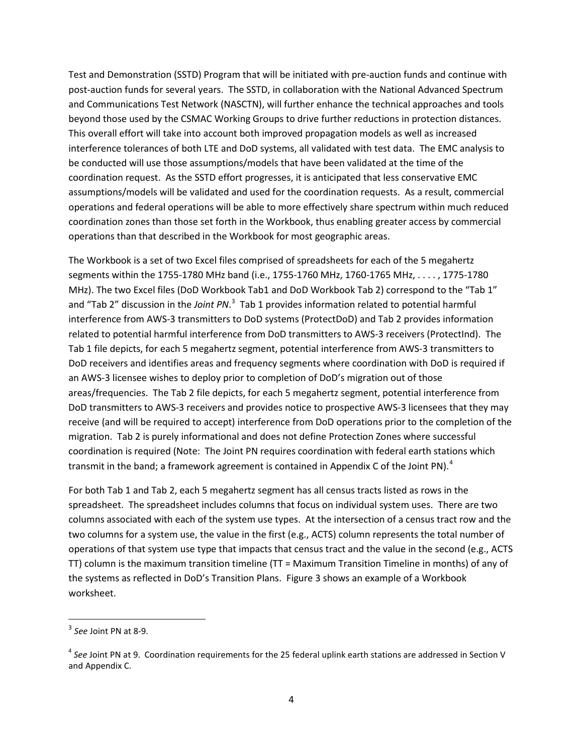Test and Demonstration (SSTD) Program that will be initiated with pre-auction funds and continue with post-auction funds for several years. The SSTD, in collaboration with the National Advanced Spectrum and Communications Test Network (NASCTN), will further enhance the technical approaches and tools beyond those used by the CSMAC Working Groups to drive further reductions in protection distances. This overall effort will take into account both improved propagation models as well as increased interference tolerances of both LTE and DoD systems, all validated with test data. The EMC analysis to be conducted will use those assumptions/models that have been validated at the time of the coordination request. As the SSTD effort progresses, it is anticipated that less conservative EMC assumptions/models will be validated and used for the coordination requests. As a result, commercial operations and federal operations will be able to more effectively share spectrum within much reduced coordination zones than those set forth in the Workbook, thus enabling greater access by commercial operations than that described in the Workbook for most geographic areas.

The Workbook is a set of two Excel files comprised of spreadsheets for each of the 5 megahertz segments within the 1755-1780 MHz band (i.e., 1755-1760 MHz, 1760-1765 MHz, . . . . , 1775-1780 MHz). The two Excel files (DoD Workbook Tab1 and DoD Workbook Tab 2) correspond to the "Tab 1" and "Tab 2" discussion in the *Joint PN*.[3] Tab 1 provides information related to potential harmful interference from AWS-3 transmitters to DoD systems (ProtectDoD) and Tab 2 provides information related to potential harmful interference from DoD transmitters to AWS-3 receivers (ProtectInd). The Tab 1 file depicts, for each 5 megahertz segment, potential interference from AWS-3 transmitters to DoD receivers and identifies areas and frequency segments where coordination with DoD is required if an AWS-3 licensee wishes to deploy prior to completion of DoD's migration out of those areas/frequencies. The Tab 2 file depicts, for each 5 megahertz segment, potential interference from DoD transmitters to AWS-3 receivers and provides notice to prospective AWS-3 licensees that they may receive (and will be required to accept) interference from DoD operations prior to the completion of the migration. Tab 2 is purely informational and does not define Protection Zones where successful coordination is required (Note: The Joint PN requires coordination with federal earth stations which transmit in the band; a framework agreement is contained in Appendix C of the Joint PN).[4]

For both Tab 1 and Tab 2, each 5 megahertz segment has all census tracts listed as rows in the spreadsheet. The spreadsheet includes columns that focus on individual system uses. There are two columns associated with each of the system use types. At the intersection of a census tract row and the two columns for a system use, the value in the first (e.g., ACTS) column represents the total number of operations of that system use type that impacts that census tract and the value in the second (e.g., ACTS TT) column is the maximum transition timeline (TT = Maximum Transition Timeline in months) of any of the systems as reflected in DoD's Transition Plans. Figure 3 shows an example of a Workbook worksheet.

---

[3] *See* Joint PN at 8-9.

[4] *See* Joint PN at 9. Coordination requirements for the 25 federal uplink earth stations are addressed in Section V and Appendix C.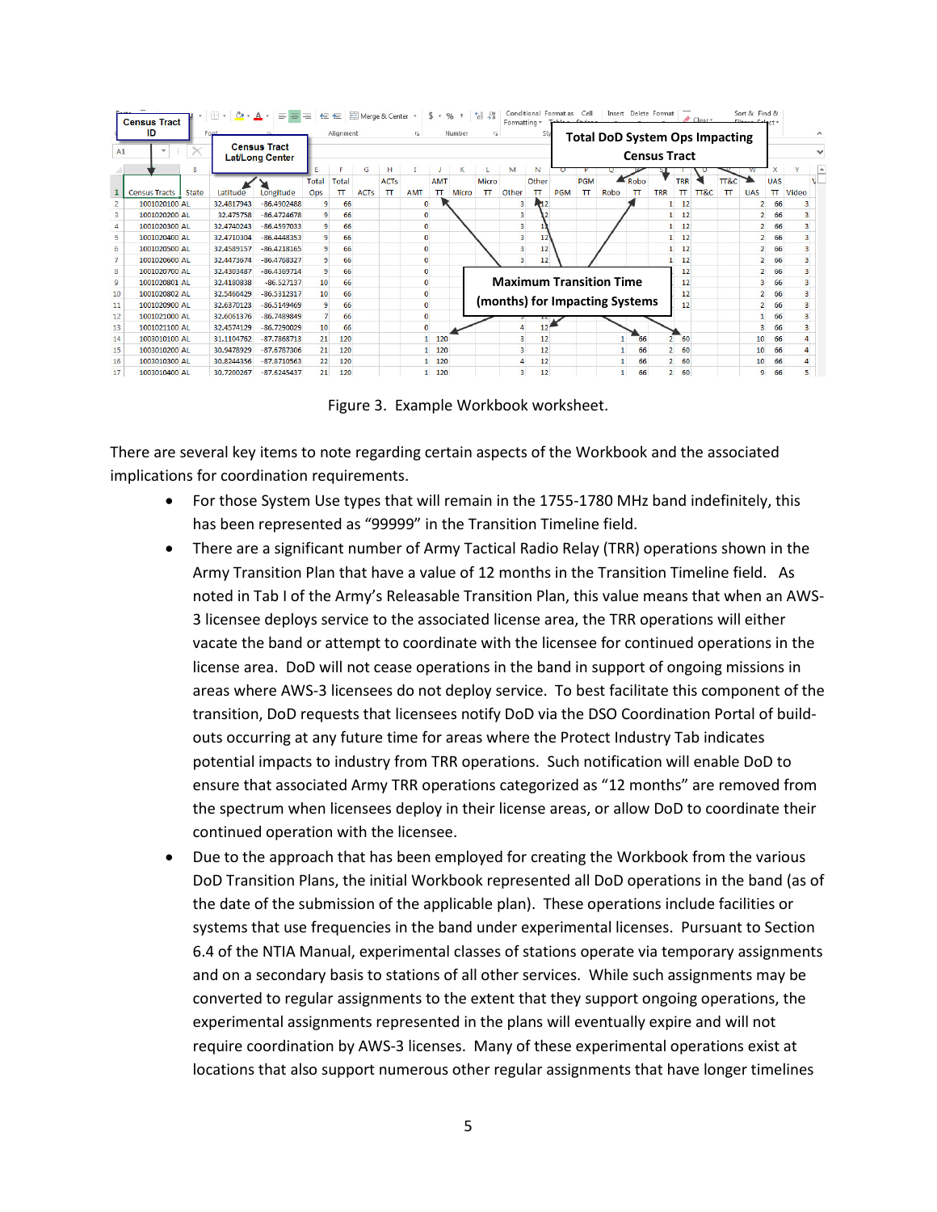Figure 3. Example Workbook worksheet.

There are several key items to note regarding certain aspects of the Workbook and the associated implications for coordination requirements.

- For those System Use types that will remain in the 1755-1780 MHz band indefinitely, this has been represented as "99999" in the Transition Timeline field.
- There are a significant number of Army Tactical Radio Relay (TRR) operations shown in the Army Transition Plan that have a value of 12 months in the Transition Timeline field. As noted in Tab I of the Army's Releasable Transition Plan, this value means that when an AWS-3 licensee deploys service to the associated license area, the TRR operations will either vacate the band or attempt to coordinate with the licensee for continued operations in the license area. DoD will not cease operations in the band in support of ongoing missions in areas where AWS-3 licensees do not deploy service. To best facilitate this component of the transition, DoD requests that licensees notify DoD via the DSO Coordination Portal of build-outs occurring at any future time for areas where the Protect Industry Tab indicates potential impacts to industry from TRR operations. Such notification will enable DoD to ensure that associated Army TRR operations categorized as "12 months" are removed from the spectrum when licensees deploy in their license areas, or allow DoD to coordinate their continued operation with the licensee.
- Due to the approach that has been employed for creating the Workbook from the various DoD Transition Plans, the initial Workbook represented all DoD operations in the band (as of the date of the submission of the applicable plan). These operations include facilities or systems that use frequencies in the band under experimental licenses. Pursuant to Section 6.4 of the NTIA Manual, experimental classes of stations operate via temporary assignments and on a secondary basis to stations of all other services. While such assignments may be converted to regular assignments to the extent that they support ongoing operations, the experimental assignments represented in the plans will eventually expire and will not require coordination by AWS-3 licenses. Many of these experimental operations exist at locations that also support numerous other regular assignments that have longer timelines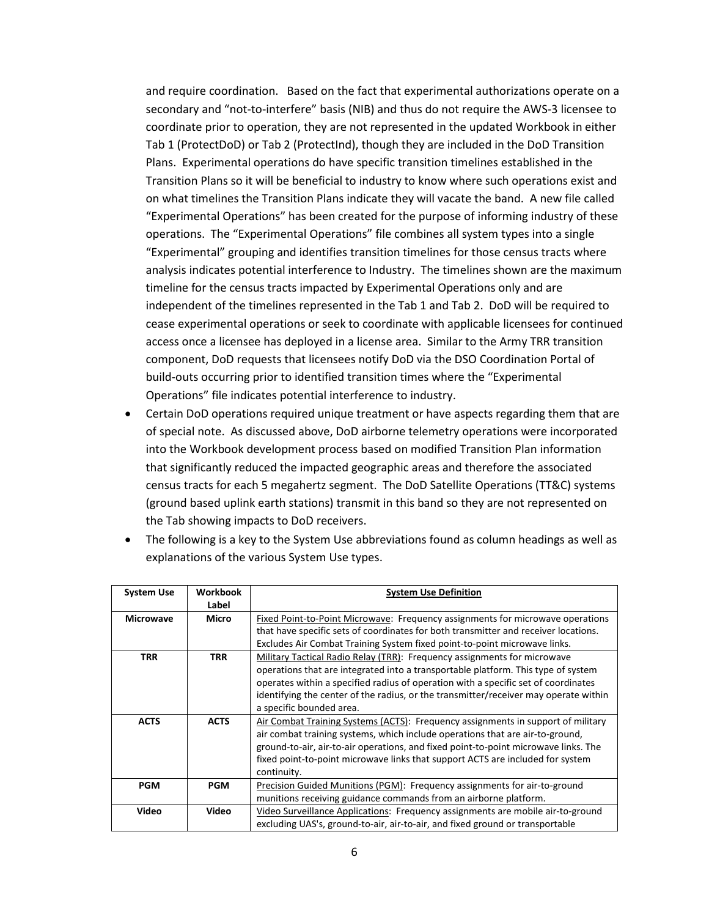and require coordination. Based on the fact that experimental authorizations operate on a secondary and "not-to-interfere" basis (NIB) and thus do not require the AWS-3 licensee to coordinate prior to operation, they are not represented in the updated Workbook in either Tab 1 (ProtectDoD) or Tab 2 (ProtectInd), though they are included in the DoD Transition Plans. Experimental operations do have specific transition timelines established in the Transition Plans so it will be beneficial to industry to know where such operations exist and on what timelines the Transition Plans indicate they will vacate the band. A new file called "Experimental Operations" has been created for the purpose of informing industry of these operations. The "Experimental Operations" file combines all system types into a single "Experimental" grouping and identifies transition timelines for those census tracts where analysis indicates potential interference to Industry. The timelines shown are the maximum timeline for the census tracts impacted by Experimental Operations only and are independent of the timelines represented in the Tab 1 and Tab 2. DoD will be required to cease experimental operations or seek to coordinate with applicable licensees for continued access once a licensee has deployed in a license area. Similar to the Army TRR transition component, DoD requests that licensees notify DoD via the DSO Coordination Portal of build-outs occurring prior to identified transition times where the "Experimental Operations" file indicates potential interference to industry.

- Certain DoD operations required unique treatment or have aspects regarding them that are of special note. As discussed above, DoD airborne telemetry operations were incorporated into the Workbook development process based on modified Transition Plan information that significantly reduced the impacted geographic areas and therefore the associated census tracts for each 5 megahertz segment. The DoD Satellite Operations (TT&C) systems (ground based uplink earth stations) transmit in this band so they are not represented on the Tab showing impacts to DoD receivers.
- The following is a key to the System Use abbreviations found as column headings as well as explanations of the various System Use types.

| System Use | Workbook Label | System Use Definition |
|---|---|---|
| **Microwave** | **Micro** | Fixed Point-to-Point Microwave: Frequency assignments for microwave operations that have specific sets of coordinates for both transmitter and receiver locations. Excludes Air Combat Training System fixed point-to-point microwave links. |
| **TRR** | **TRR** | Military Tactical Radio Relay (TRR): Frequency assignments for microwave operations that are integrated into a transportable platform. This type of system operates within a specified radius of operation with a specific set of coordinates identifying the center of the radius, or the transmitter/receiver may operate within a specific bounded area. |
| **ACTS** | **ACTS** | Air Combat Training Systems (ACTS): Frequency assignments in support of military air combat training systems, which include operations that are air-to-ground, ground-to-air, air-to-air operations, and fixed point-to-point microwave links. The fixed point-to-point microwave links that support ACTS are included for system continuity. |
| **PGM** | **PGM** | Precision Guided Munitions (PGM): Frequency assignments for air-to-ground munitions receiving guidance commands from an airborne platform. |
| **Video** | **Video** | Video Surveillance Applications: Frequency assignments are mobile air-to-ground excluding UAS's, ground-to-air, air-to-air, and fixed ground or transportable |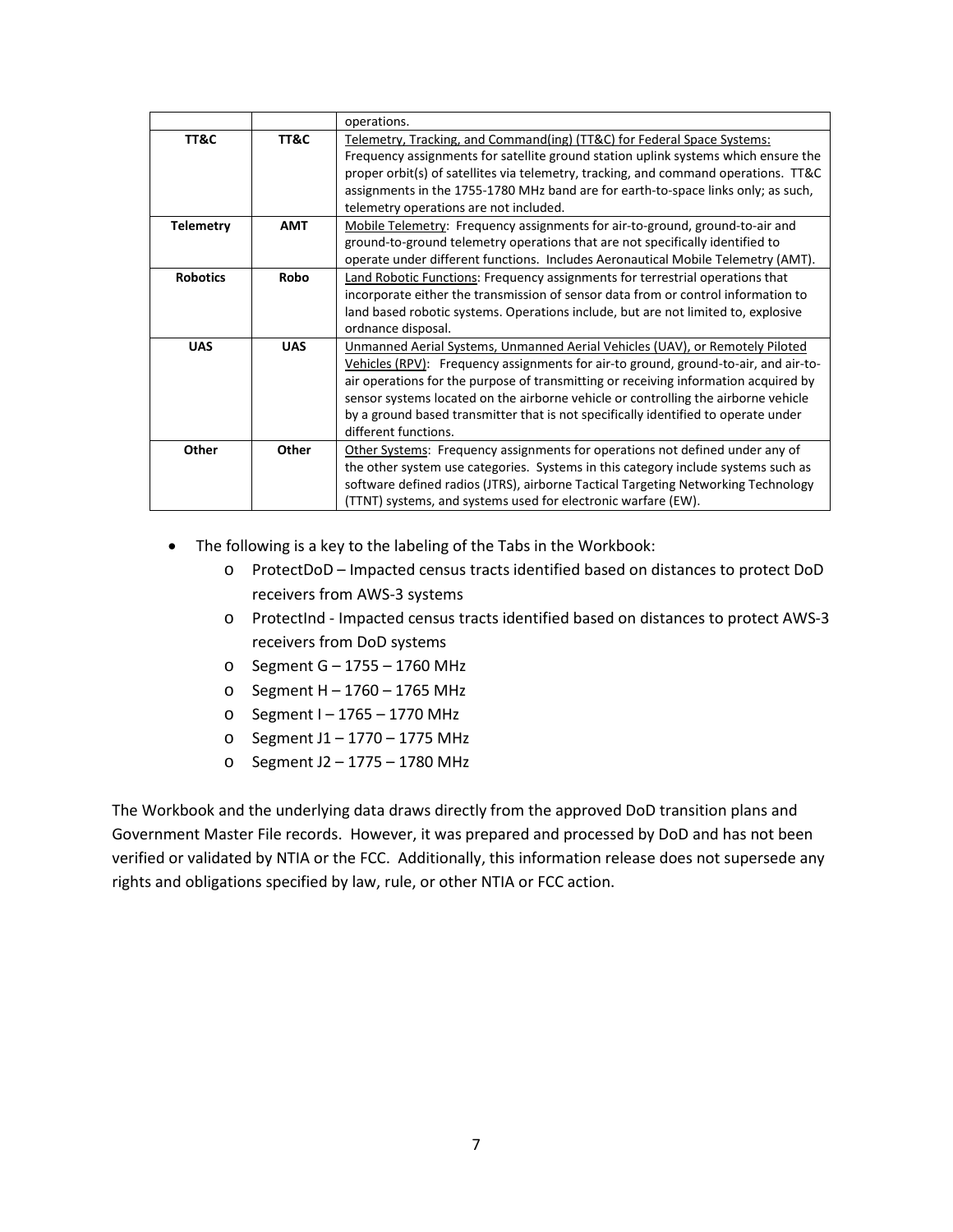| | | |
|---|---|---|
| | | operations. |
| **TT&C** | **TT&C** | Telemetry, Tracking, and Command(ing) (TT&C) for Federal Space Systems: Frequency assignments for satellite ground station uplink systems which ensure the proper orbit(s) of satellites via telemetry, tracking, and command operations. TT&C assignments in the 1755-1780 MHz band are for earth-to-space links only; as such, telemetry operations are not included. |
| **Telemetry** | **AMT** | Mobile Telemetry: Frequency assignments for air-to-ground, ground-to-air and ground-to-ground telemetry operations that are not specifically identified to operate under different functions. Includes Aeronautical Mobile Telemetry (AMT). |
| **Robotics** | **Robo** | Land Robotic Functions: Frequency assignments for terrestrial operations that incorporate either the transmission of sensor data from or control information to land based robotic systems. Operations include, but are not limited to, explosive ordnance disposal. |
| **UAS** | **UAS** | Unmanned Aerial Systems, Unmanned Aerial Vehicles (UAV), or Remotely Piloted Vehicles (RPV): Frequency assignments for air-to ground, ground-to-air, and air-to-air operations for the purpose of transmitting or receiving information acquired by sensor systems located on the airborne vehicle or controlling the airborne vehicle by a ground based transmitter that is not specifically identified to operate under different functions. |
| **Other** | **Other** | Other Systems: Frequency assignments for operations not defined under any of the other system use categories. Systems in this category include systems such as software defined radios (JTRS), airborne Tactical Targeting Networking Technology (TTNT) systems, and systems used for electronic warfare (EW). |

- The following is a key to the labeling of the Tabs in the Workbook:
  - ProtectDoD – Impacted census tracts identified based on distances to protect DoD receivers from AWS-3 systems
  - ProtectInd - Impacted census tracts identified based on distances to protect AWS-3 receivers from DoD systems
  - Segment G – 1755 – 1760 MHz
  - Segment H – 1760 – 1765 MHz
  - Segment I – 1765 – 1770 MHz
  - Segment J1 – 1770 – 1775 MHz
  - Segment J2 – 1775 – 1780 MHz

The Workbook and the underlying data draws directly from the approved DoD transition plans and Government Master File records. However, it was prepared and processed by DoD and has not been verified or validated by NTIA or the FCC. Additionally, this information release does not supersede any rights and obligations specified by law, rule, or other NTIA or FCC action.